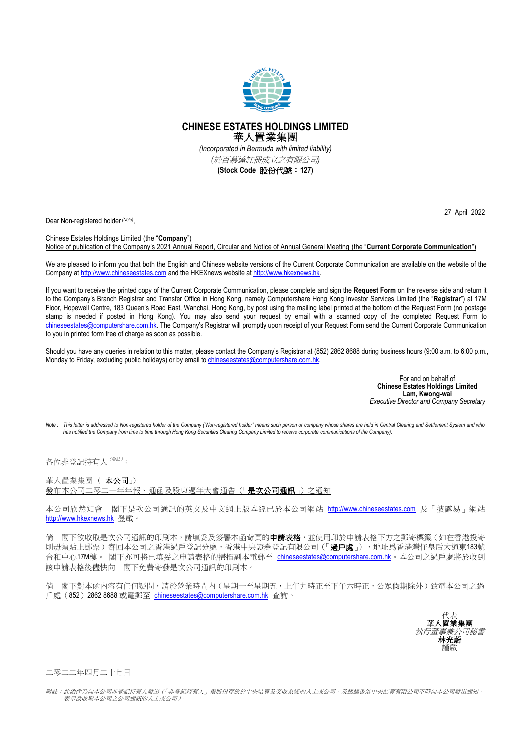# CHINESE ESTATES HOLDINGS LIMITED
# 華人置業集團

*(Incorporated in Bermuda with limited liability)*
*(於百慕達註冊成立之有限公司)*
**(Stock Code 股份代號：127)**

27 April 2022

Dear Non-registered holder *(Note)*,

Chinese Estates Holdings Limited (the "**Company**")
Notice of publication of the Company's 2021 Annual Report, Circular and Notice of Annual General Meeting (the "**Current Corporate Communication**")

We are pleased to inform you that both the English and Chinese website versions of the Current Corporate Communication are available on the website of the Company at http://www.chineseestates.com and the HKEXnews website at http://www.hkexnews.hk.

If you want to receive the printed copy of the Current Corporate Communication, please complete and sign the **Request Form** on the reverse side and return it to the Company's Branch Registrar and Transfer Office in Hong Kong, namely Computershare Hong Kong Investor Services Limited (the "**Registrar**") at 17M Floor, Hopewell Centre, 183 Queen's Road East, Wanchai, Hong Kong, by post using the mailing label printed at the bottom of the Request Form (no postage stamp is needed if posted in Hong Kong). You may also send your request by email with a scanned copy of the completed Request Form to chineseestates@computershare.com.hk. The Company's Registrar will promptly upon receipt of your Request Form send the Current Corporate Communication to you in printed form free of charge as soon as possible.

Should you have any queries in relation to this matter, please contact the Company's Registrar at (852) 2862 8688 during business hours (9:00 a.m. to 6:00 p.m., Monday to Friday, excluding public holidays) or by email to chineseestates@computershare.com.hk.

For and on behalf of
**Chinese Estates Holdings Limited**
**Lam, Kwong-wai**
*Executive Director and Company Secretary*

*Note : This letter is addressed to Non-registered holder of the Company ("Non-registered holder" means such person or company whose shares are held in Central Clearing and Settlement System and who has notified the Company from time to time through Hong Kong Securities Clearing Company Limited to receive corporate communications of the Company).*

---

各位非登記持有人*（附註）*：

華人置業集團（「**本公司**」）
發布本公司二零二一年年報、通函及股東週年大會通告（「**是次公司通訊**」）之通知

本公司欣然知會 閣下是次公司通訊的英文及中文網上版本經已於本公司網站 http://www.chineseestates.com 及「披露易」網站 http://www.hkexnews.hk 登載。

倘 閣下欲收取是次公司通訊的印刷本，請填妥及簽署本函背頁的**申請表格**，並使用印於申請表格下方之郵寄標籤（如在香港投寄則毋須貼上郵票）寄回本公司之香港過戶登記分處，香港中央證券登記有限公司（「**過戶處**」），地址為香港灣仔皇后大道東183號合和中心17M樓。 閣下亦可將已填妥之申請表格的掃描副本電郵至 chineseestates@computershare.com.hk。本公司之過戶處將於收到該申請表格後儘快向 閣下免費寄發是次公司通訊的印刷本。

倘 閣下對本函內容有任何疑問，請於營業時間內（星期一至星期五，上午九時正至下午六時正，公眾假期除外）致電本公司之過戶處（852）2862 8688 或電郵至 chineseestates@computershare.com.hk 查詢。

代表
**華人置業集團**
*執行董事兼公司秘書*
**林光蔚**
謹啟

二零二二年四月二十七日

*附註：此函件乃向本公司非登記持有人發出（「非登記持有人」指股份存放於中央結算及交收系統的人士或公司，及透過香港中央結算有限公司不時向本公司發出通知，表示欲收取本公司之公司通訊的人士或公司）。*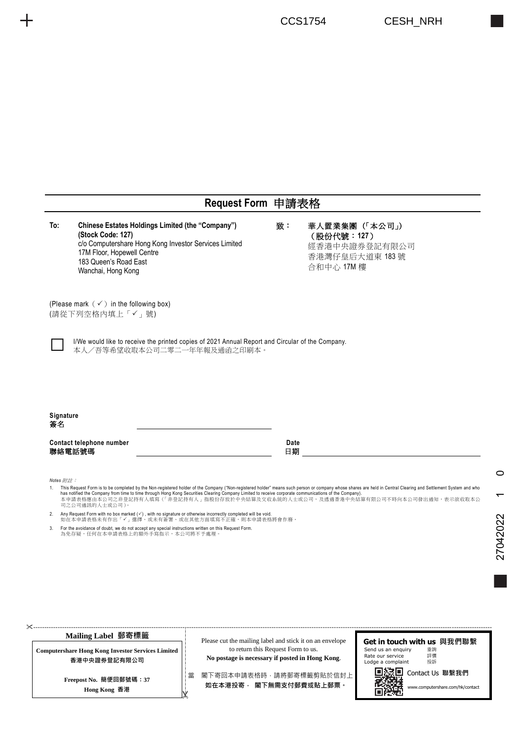# Request Form 申請表格

**To:** **Chinese Estates Holdings Limited (the "Company")**
**(Stock Code: 127)**
c/o Computershare Hong Kong Investor Services Limited
17M Floor, Hopewell Centre
183 Queen's Road East
Wanchai, Hong Kong

**致：** **華人置業集團（「本公司」）**
**（股份代號：127）**
經香港中央證券登記有限公司
香港灣仔皇后大道東 183 號
合和中心 17M 樓

(Please mark（✓）in the following box)
(請從下列空格內填上「✓」號)

☐ I/We would like to receive the printed copies of 2021 Annual Report and Circular of the Company.
本人／吾等希望收取本公司二零二一年年報及通函之印刷本。

**Signature**
**簽名** ____________________

**Contact telephone number**
**聯絡電話號碼** ____________________

**Date**
**日期** ____________________

*Notes 附註：*

1. This Request Form is to be completed by the Non-registered holder of the Company ("Non-registered holder" means such person or company whose shares are held in Central Clearing and Settlement System and who has notified the Company from time to time through Hong Kong Securities Clearing Company Limited to receive corporate communications of the Company).
本申請表格應由本公司之非登記持有人填寫（「非登記持有人」指股份存放於中央結算及交收系統的人士或公司，及透過香港中央結算有限公司不時向本公司發出通知，表示欲收取本公司之公司通訊的人士或公司）。
2. Any Request Form with no box marked (✓), with no signature or otherwise incorrectly completed will be void.
如在本申請表格未有作出「✓」選擇、或未有簽署、或在其他方面填寫不正確，則本申請表格將會作廢。
3. For the avoidance of doubt, we do not accept any special instructions written on this Request Form.
為免存疑，任何在本申請表格上的額外手寫指示，本公司將不予處理。

**Mailing Label 郵寄標籤**

**Computershare Hong Kong Investor Services Limited**
**香港中央證券登記有限公司**

**Freepost No. 簡便回郵號碼：37**
**Hong Kong 香港**

Please cut the mailing label and stick it on an envelope to return this Request Form to us.
**No postage is necessary if posted in Hong Kong**.

當閣下寄回本申請表格時，請將郵寄標籤剪貼於信封上
**如在本港投寄，閣下無需支付郵費或貼上郵票。**

**Get in touch with us 與我們聯繫**
Send us an enquiry 查詢
Rate our service 評價
Lodge a complaint 投訴
Contact Us 聯繫我們
www.computershare.com/hk/contact